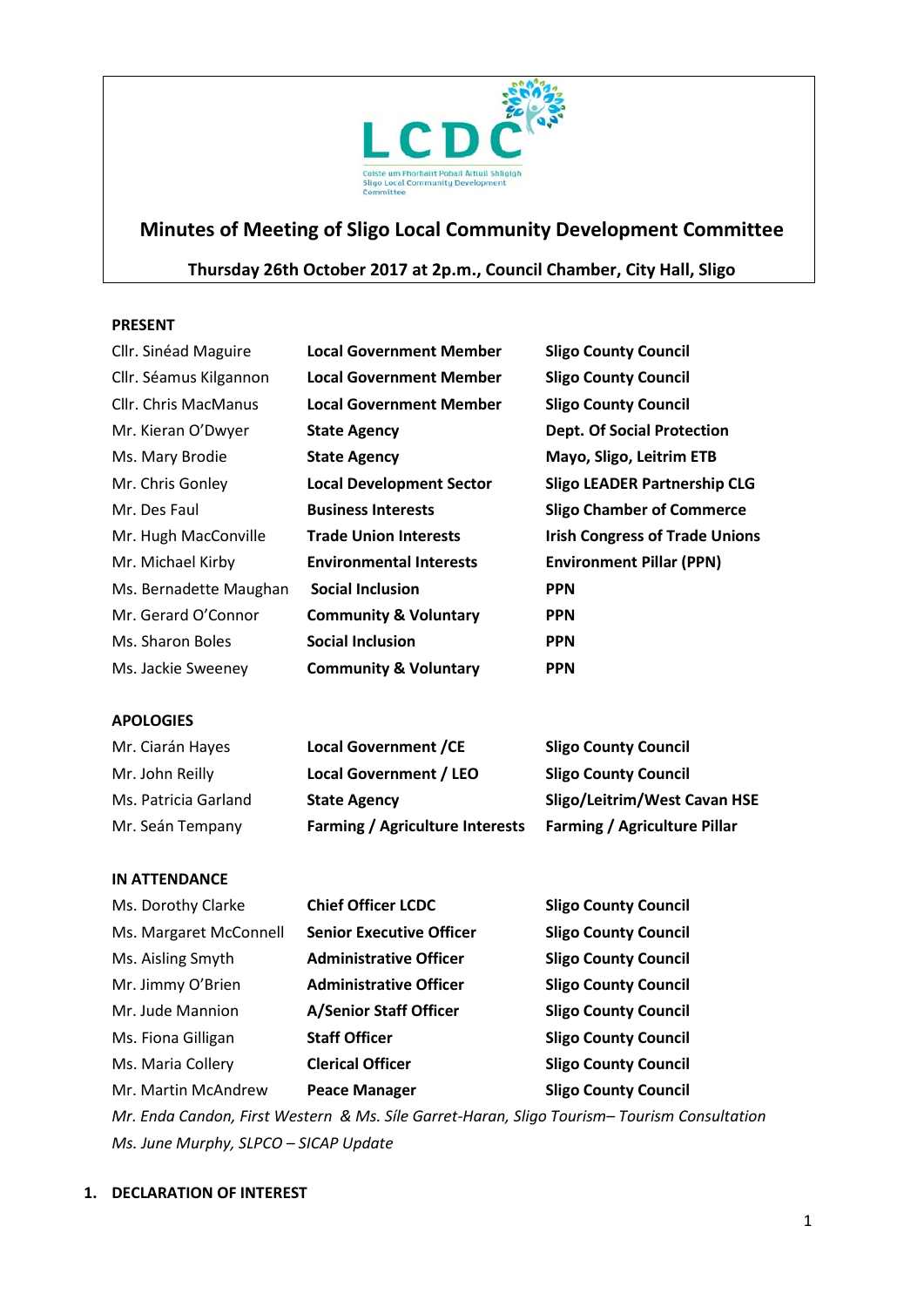LCDC

Coiste um Fhorbairt Pobail Áitiúil Shligigh
Sligo Local Community Development Committee

# Minutes of Meeting of Sligo Local Community Development Committee

**Thursday 26th October 2017 at 2p.m., Council Chamber, City Hall, Sligo**

**PRESENT**

| | | |
|---|---|---|
| Cllr. Sinéad Maguire | **Local Government Member** | **Sligo County Council** |
| Cllr. Séamus Kilgannon | **Local Government Member** | **Sligo County Council** |
| Cllr. Chris MacManus | **Local Government Member** | **Sligo County Council** |
| Mr. Kieran O'Dwyer | **State Agency** | **Dept. Of Social Protection** |
| Ms. Mary Brodie | **State Agency** | **Mayo, Sligo, Leitrim ETB** |
| Mr. Chris Gonley | **Local Development Sector** | **Sligo LEADER Partnership CLG** |
| Mr. Des Faul | **Business Interests** | **Sligo Chamber of Commerce** |
| Mr. Hugh MacConville | **Trade Union Interests** | **Irish Congress of Trade Unions** |
| Mr. Michael Kirby | **Environmental Interests** | **Environment Pillar (PPN)** |
| Ms. Bernadette Maughan | **Social Inclusion** | **PPN** |
| Mr. Gerard O'Connor | **Community & Voluntary** | **PPN** |
| Ms. Sharon Boles | **Social Inclusion** | **PPN** |
| Ms. Jackie Sweeney | **Community & Voluntary** | **PPN** |

**APOLOGIES**

| | | |
|---|---|---|
| Mr. Ciarán Hayes | **Local Government /CE** | **Sligo County Council** |
| Mr. John Reilly | **Local Government / LEO** | **Sligo County Council** |
| Ms. Patricia Garland | **State Agency** | **Sligo/Leitrim/West Cavan HSE** |
| Mr. Seán Tempany | **Farming / Agriculture Interests** | **Farming / Agriculture Pillar** |

**IN ATTENDANCE**

| | | |
|---|---|---|
| Ms. Dorothy Clarke | **Chief Officer LCDC** | **Sligo County Council** |
| Ms. Margaret McConnell | **Senior Executive Officer** | **Sligo County Council** |
| Ms. Aisling Smyth | **Administrative Officer** | **Sligo County Council** |
| Mr. Jimmy O'Brien | **Administrative Officer** | **Sligo County Council** |
| Mr. Jude Mannion | **A/Senior Staff Officer** | **Sligo County Council** |
| Ms. Fiona Gilligan | **Staff Officer** | **Sligo County Council** |
| Ms. Maria Collery | **Clerical Officer** | **Sligo County Council** |
| Mr. Martin McAndrew | **Peace Manager** | **Sligo County Council** |

*Mr. Enda Candon, First Western & Ms. Síle Garret-Haran, Sligo Tourism– Tourism Consultation*

*Ms. June Murphy, SLPCO – SICAP Update*

**1. DECLARATION OF INTEREST**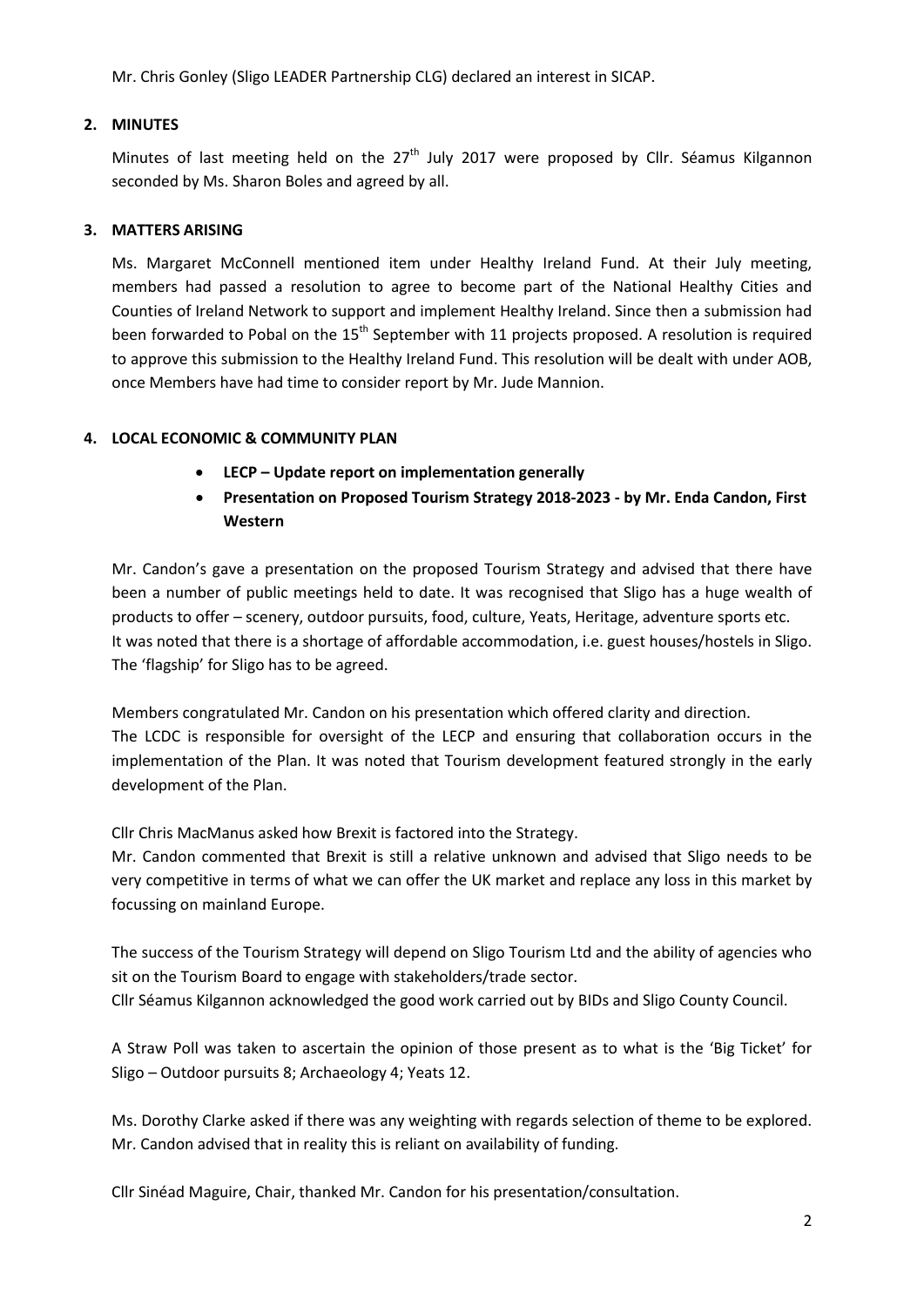Mr. Chris Gonley (Sligo LEADER Partnership CLG) declared an interest in SICAP.

## 2. MINUTES

Minutes of last meeting held on the 27th July 2017 were proposed by Cllr. Séamus Kilgannon seconded by Ms. Sharon Boles and agreed by all.

## 3. MATTERS ARISING

Ms. Margaret McConnell mentioned item under Healthy Ireland Fund. At their July meeting, members had passed a resolution to agree to become part of the National Healthy Cities and Counties of Ireland Network to support and implement Healthy Ireland. Since then a submission had been forwarded to Pobal on the 15th September with 11 projects proposed. A resolution is required to approve this submission to the Healthy Ireland Fund. This resolution will be dealt with under AOB, once Members have had time to consider report by Mr. Jude Mannion.

## 4. LOCAL ECONOMIC & COMMUNITY PLAN

- **LECP – Update report on implementation generally**
- **Presentation on Proposed Tourism Strategy 2018-2023 - by Mr. Enda Candon, First Western**

Mr. Candon's gave a presentation on the proposed Tourism Strategy and advised that there have been a number of public meetings held to date. It was recognised that Sligo has a huge wealth of products to offer – scenery, outdoor pursuits, food, culture, Yeats, Heritage, adventure sports etc. It was noted that there is a shortage of affordable accommodation, i.e. guest houses/hostels in Sligo. The 'flagship' for Sligo has to be agreed.

Members congratulated Mr. Candon on his presentation which offered clarity and direction. The LCDC is responsible for oversight of the LECP and ensuring that collaboration occurs in the implementation of the Plan. It was noted that Tourism development featured strongly in the early development of the Plan.

Cllr Chris MacManus asked how Brexit is factored into the Strategy.
Mr. Candon commented that Brexit is still a relative unknown and advised that Sligo needs to be very competitive in terms of what we can offer the UK market and replace any loss in this market by focussing on mainland Europe.

The success of the Tourism Strategy will depend on Sligo Tourism Ltd and the ability of agencies who sit on the Tourism Board to engage with stakeholders/trade sector.
Cllr Séamus Kilgannon acknowledged the good work carried out by BIDs and Sligo County Council.

A Straw Poll was taken to ascertain the opinion of those present as to what is the 'Big Ticket' for Sligo – Outdoor pursuits 8; Archaeology 4; Yeats 12.

Ms. Dorothy Clarke asked if there was any weighting with regards selection of theme to be explored. Mr. Candon advised that in reality this is reliant on availability of funding.

Cllr Sinéad Maguire, Chair, thanked Mr. Candon for his presentation/consultation.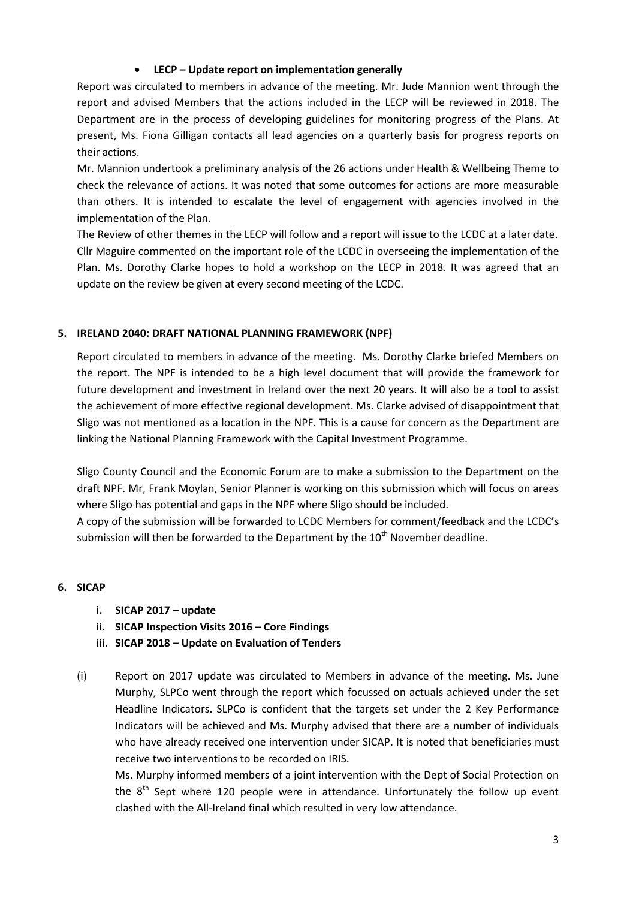- **LECP – Update report on implementation generally**

Report was circulated to members in advance of the meeting. Mr. Jude Mannion went through the report and advised Members that the actions included in the LECP will be reviewed in 2018. The Department are in the process of developing guidelines for monitoring progress of the Plans. At present, Ms. Fiona Gilligan contacts all lead agencies on a quarterly basis for progress reports on their actions.

Mr. Mannion undertook a preliminary analysis of the 26 actions under Health & Wellbeing Theme to check the relevance of actions. It was noted that some outcomes for actions are more measurable than others. It is intended to escalate the level of engagement with agencies involved in the implementation of the Plan.

The Review of other themes in the LECP will follow and a report will issue to the LCDC at a later date. Cllr Maguire commented on the important role of the LCDC in overseeing the implementation of the Plan. Ms. Dorothy Clarke hopes to hold a workshop on the LECP in 2018. It was agreed that an update on the review be given at every second meeting of the LCDC.

## 5. IRELAND 2040: DRAFT NATIONAL PLANNING FRAMEWORK (NPF)

Report circulated to members in advance of the meeting. Ms. Dorothy Clarke briefed Members on the report. The NPF is intended to be a high level document that will provide the framework for future development and investment in Ireland over the next 20 years. It will also be a tool to assist the achievement of more effective regional development. Ms. Clarke advised of disappointment that Sligo was not mentioned as a location in the NPF. This is a cause for concern as the Department are linking the National Planning Framework with the Capital Investment Programme.

Sligo County Council and the Economic Forum are to make a submission to the Department on the draft NPF. Mr, Frank Moylan, Senior Planner is working on this submission which will focus on areas where Sligo has potential and gaps in the NPF where Sligo should be included.

A copy of the submission will be forwarded to LCDC Members for comment/feedback and the LCDC's submission will then be forwarded to the Department by the 10th November deadline.

## 6. SICAP

- **i. SICAP 2017 – update**
- **ii. SICAP Inspection Visits 2016 – Core Findings**
- **iii. SICAP 2018 – Update on Evaluation of Tenders**

(i) Report on 2017 update was circulated to Members in advance of the meeting. Ms. June Murphy, SLPCo went through the report which focussed on actuals achieved under the set Headline Indicators. SLPCo is confident that the targets set under the 2 Key Performance Indicators will be achieved and Ms. Murphy advised that there are a number of individuals who have already received one intervention under SICAP. It is noted that beneficiaries must receive two interventions to be recorded on IRIS.

Ms. Murphy informed members of a joint intervention with the Dept of Social Protection on the 8th Sept where 120 people were in attendance. Unfortunately the follow up event clashed with the All-Ireland final which resulted in very low attendance.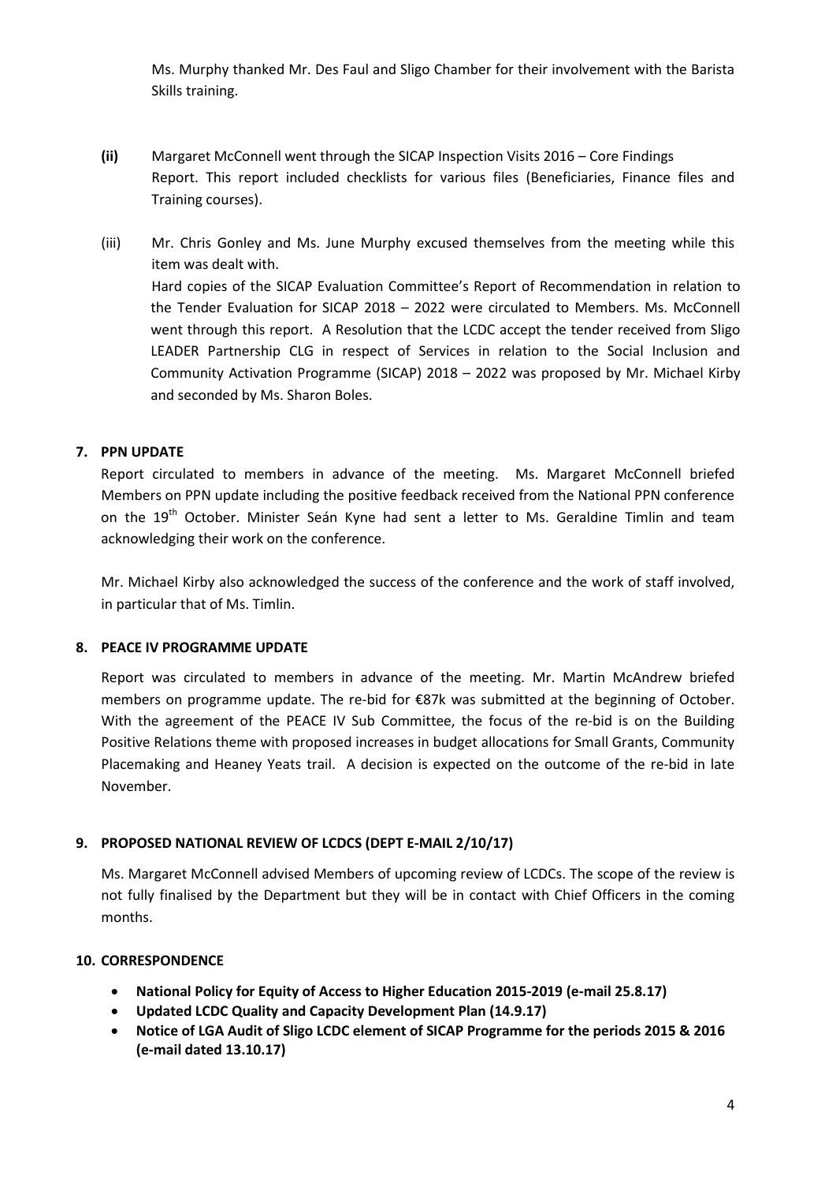Ms. Murphy thanked Mr. Des Faul and Sligo Chamber for their involvement with the Barista Skills training.

**(ii)** Margaret McConnell went through the SICAP Inspection Visits 2016 – Core Findings Report. This report included checklists for various files (Beneficiaries, Finance files and Training courses).

(iii) Mr. Chris Gonley and Ms. June Murphy excused themselves from the meeting while this item was dealt with.
Hard copies of the SICAP Evaluation Committee's Report of Recommendation in relation to the Tender Evaluation for SICAP 2018 – 2022 were circulated to Members. Ms. McConnell went through this report. A Resolution that the LCDC accept the tender received from Sligo LEADER Partnership CLG in respect of Services in relation to the Social Inclusion and Community Activation Programme (SICAP) 2018 – 2022 was proposed by Mr. Michael Kirby and seconded by Ms. Sharon Boles.

## 7. PPN UPDATE

Report circulated to members in advance of the meeting. Ms. Margaret McConnell briefed Members on PPN update including the positive feedback received from the National PPN conference on the 19th October. Minister Seán Kyne had sent a letter to Ms. Geraldine Timlin and team acknowledging their work on the conference.

Mr. Michael Kirby also acknowledged the success of the conference and the work of staff involved, in particular that of Ms. Timlin.

## 8. PEACE IV PROGRAMME UPDATE

Report was circulated to members in advance of the meeting. Mr. Martin McAndrew briefed members on programme update. The re-bid for €87k was submitted at the beginning of October. With the agreement of the PEACE IV Sub Committee, the focus of the re-bid is on the Building Positive Relations theme with proposed increases in budget allocations for Small Grants, Community Placemaking and Heaney Yeats trail. A decision is expected on the outcome of the re-bid in late November.

## 9. PROPOSED NATIONAL REVIEW OF LCDCS (DEPT E-MAIL 2/10/17)

Ms. Margaret McConnell advised Members of upcoming review of LCDCs. The scope of the review is not fully finalised by the Department but they will be in contact with Chief Officers in the coming months.

## 10. CORRESPONDENCE

- **National Policy for Equity of Access to Higher Education 2015-2019 (e-mail 25.8.17)**
- **Updated LCDC Quality and Capacity Development Plan (14.9.17)**
- **Notice of LGA Audit of Sligo LCDC element of SICAP Programme for the periods 2015 & 2016 (e-mail dated 13.10.17)**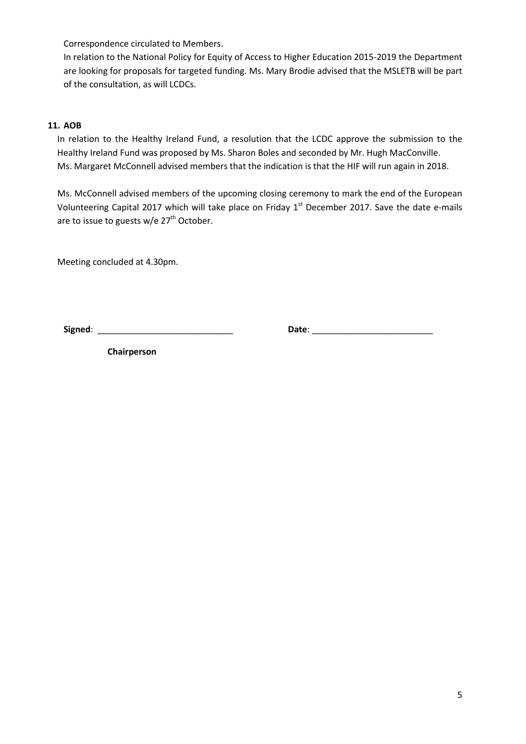Correspondence circulated to Members.

In relation to the National Policy for Equity of Access to Higher Education 2015-2019 the Department are looking for proposals for targeted funding. Ms. Mary Brodie advised that the MSLETB will be part of the consultation, as will LCDCs.

**11. AOB**

In relation to the Healthy Ireland Fund, a resolution that the LCDC approve the submission to the Healthy Ireland Fund was proposed by Ms. Sharon Boles and seconded by Mr. Hugh MacConville. Ms. Margaret McConnell advised members that the indication is that the HIF will run again in 2018.

Ms. McConnell advised members of the upcoming closing ceremony to mark the end of the European Volunteering Capital 2017 which will take place on Friday 1st December 2017. Save the date e-mails are to issue to guests w/e 27th October.

Meeting concluded at 4.30pm.

**Signed**: ____________________________ **Date**: _________________________

**Chairperson**